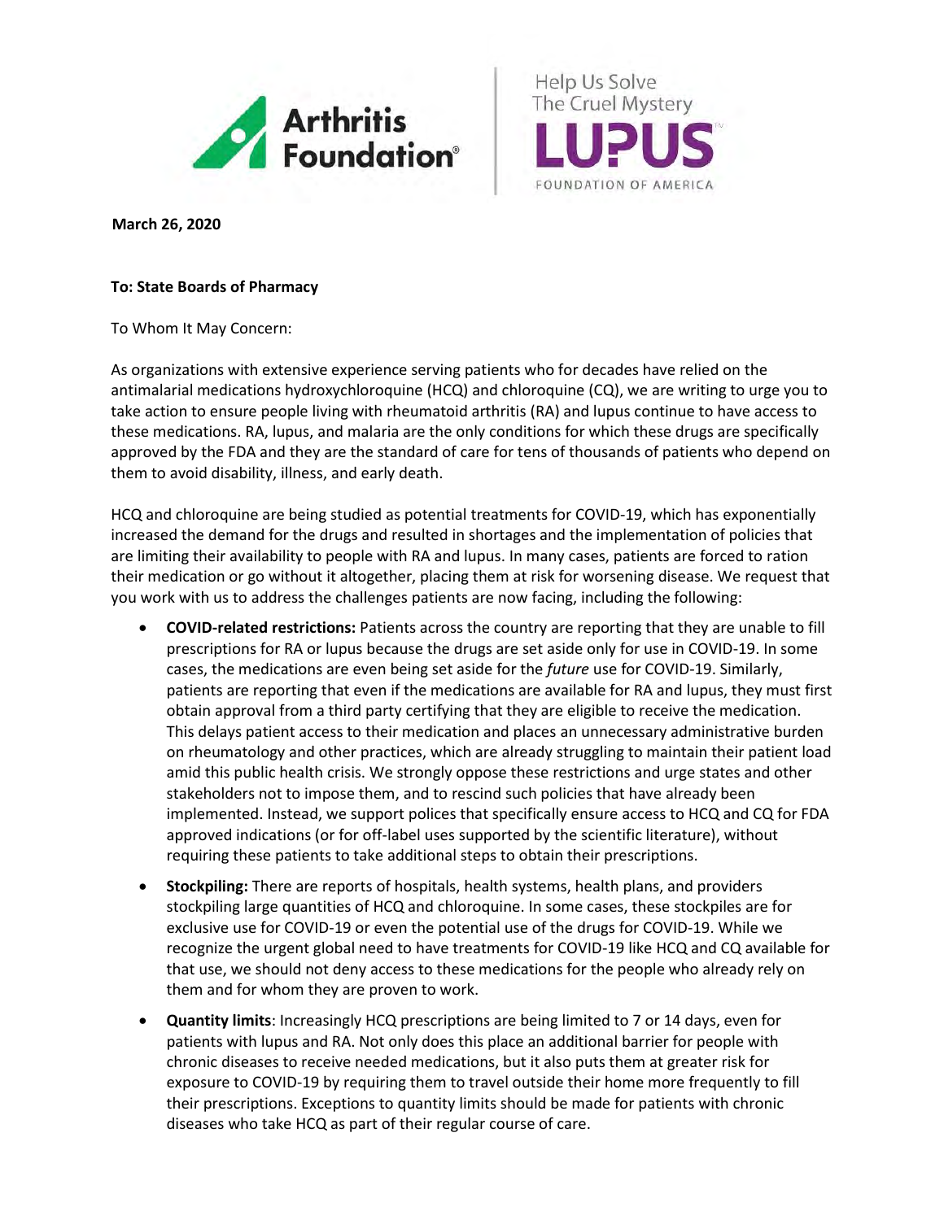Arthritis Foundation®

Help Us Solve The Cruel Mystery
LUPUS
FOUNDATION OF AMERICA

**March 26, 2020**

**To: State Boards of Pharmacy**

To Whom It May Concern:

As organizations with extensive experience serving patients who for decades have relied on the antimalarial medications hydroxychloroquine (HCQ) and chloroquine (CQ), we are writing to urge you to take action to ensure people living with rheumatoid arthritis (RA) and lupus continue to have access to these medications. RA, lupus, and malaria are the only conditions for which these drugs are specifically approved by the FDA and they are the standard of care for tens of thousands of patients who depend on them to avoid disability, illness, and early death.

HCQ and chloroquine are being studied as potential treatments for COVID-19, which has exponentially increased the demand for the drugs and resulted in shortages and the implementation of policies that are limiting their availability to people with RA and lupus. In many cases, patients are forced to ration their medication or go without it altogether, placing them at risk for worsening disease. We request that you work with us to address the challenges patients are now facing, including the following:

- **COVID-related restrictions:** Patients across the country are reporting that they are unable to fill prescriptions for RA or lupus because the drugs are set aside only for use in COVID-19. In some cases, the medications are even being set aside for the *future* use for COVID-19. Similarly, patients are reporting that even if the medications are available for RA and lupus, they must first obtain approval from a third party certifying that they are eligible to receive the medication. This delays patient access to their medication and places an unnecessary administrative burden on rheumatology and other practices, which are already struggling to maintain their patient load amid this public health crisis. We strongly oppose these restrictions and urge states and other stakeholders not to impose them, and to rescind such policies that have already been implemented. Instead, we support polices that specifically ensure access to HCQ and CQ for FDA approved indications (or for off-label uses supported by the scientific literature), without requiring these patients to take additional steps to obtain their prescriptions.
- **Stockpiling:** There are reports of hospitals, health systems, health plans, and providers stockpiling large quantities of HCQ and chloroquine. In some cases, these stockpiles are for exclusive use for COVID-19 or even the potential use of the drugs for COVID-19. While we recognize the urgent global need to have treatments for COVID-19 like HCQ and CQ available for that use, we should not deny access to these medications for the people who already rely on them and for whom they are proven to work.
- **Quantity limits**: Increasingly HCQ prescriptions are being limited to 7 or 14 days, even for patients with lupus and RA. Not only does this place an additional barrier for people with chronic diseases to receive needed medications, but it also puts them at greater risk for exposure to COVID-19 by requiring them to travel outside their home more frequently to fill their prescriptions. Exceptions to quantity limits should be made for patients with chronic diseases who take HCQ as part of their regular course of care.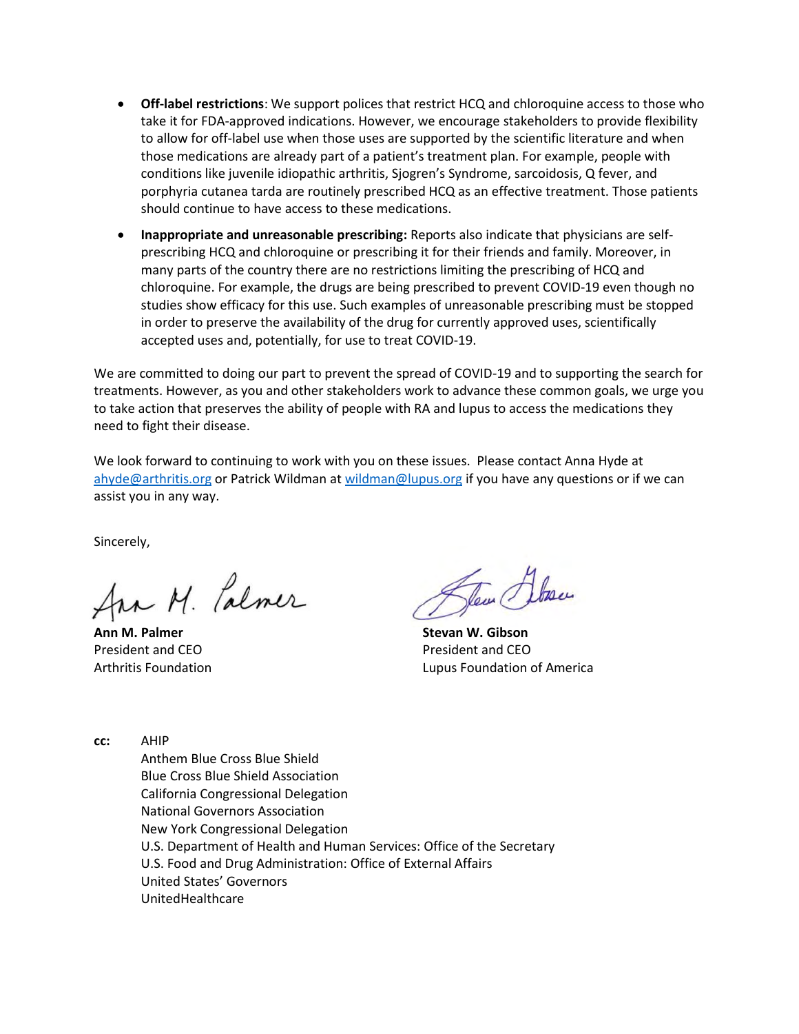- **Off-label restrictions**: We support polices that restrict HCQ and chloroquine access to those who take it for FDA-approved indications. However, we encourage stakeholders to provide flexibility to allow for off-label use when those uses are supported by the scientific literature and when those medications are already part of a patient's treatment plan. For example, people with conditions like juvenile idiopathic arthritis, Sjogren's Syndrome, sarcoidosis, Q fever, and porphyria cutanea tarda are routinely prescribed HCQ as an effective treatment. Those patients should continue to have access to these medications.
- **Inappropriate and unreasonable prescribing:** Reports also indicate that physicians are self-prescribing HCQ and chloroquine or prescribing it for their friends and family. Moreover, in many parts of the country there are no restrictions limiting the prescribing of HCQ and chloroquine. For example, the drugs are being prescribed to prevent COVID-19 even though no studies show efficacy for this use. Such examples of unreasonable prescribing must be stopped in order to preserve the availability of the drug for currently approved uses, scientifically accepted uses and, potentially, for use to treat COVID-19.

We are committed to doing our part to prevent the spread of COVID-19 and to supporting the search for treatments. However, as you and other stakeholders work to advance these common goals, we urge you to take action that preserves the ability of people with RA and lupus to access the medications they need to fight their disease.

We look forward to continuing to work with you on these issues. Please contact Anna Hyde at ahyde@arthritis.org or Patrick Wildman at wildman@lupus.org if you have any questions or if we can assist you in any way.

Sincerely,

**Ann M. Palmer**
President and CEO
Arthritis Foundation

**Stevan W. Gibson**
President and CEO
Lupus Foundation of America

**cc:** AHIP
Anthem Blue Cross Blue Shield
Blue Cross Blue Shield Association
California Congressional Delegation
National Governors Association
New York Congressional Delegation
U.S. Department of Health and Human Services: Office of the Secretary
U.S. Food and Drug Administration: Office of External Affairs
United States' Governors
UnitedHealthcare